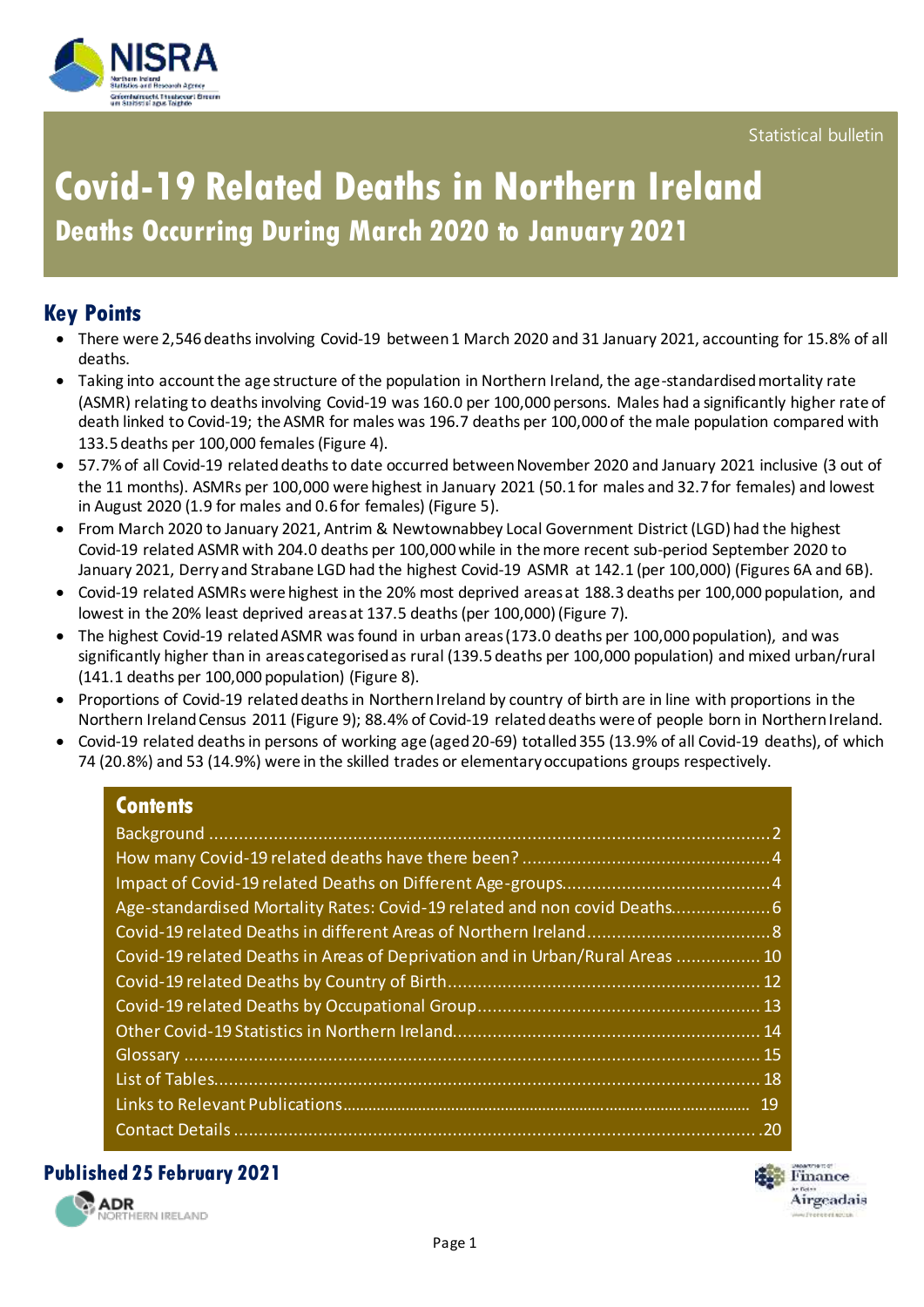Statistical bulletin

# Covid-19 Related Deaths in Northern Ireland

## Deaths Occurring During March 2020 to January 2021

## Key Points

- There were 2,546 deaths involving Covid-19 between 1 March 2020 and 31 January 2021, accounting for 15.8% of all deaths.
- Taking into account the age structure of the population in Northern Ireland, the age-standardised mortality rate (ASMR) relating to deaths involving Covid-19 was 160.0 per 100,000 persons. Males had a significantly higher rate of death linked to Covid-19; the ASMR for males was 196.7 deaths per 100,000 of the male population compared with 133.5 deaths per 100,000 females (Figure 4).
- 57.7% of all Covid-19 related deaths to date occurred between November 2020 and January 2021 inclusive (3 out of the 11 months). ASMRs per 100,000 were highest in January 2021 (50.1 for males and 32.7 for females) and lowest in August 2020 (1.9 for males and 0.6 for females) (Figure 5).
- From March 2020 to January 2021, Antrim & Newtownabbey Local Government District (LGD) had the highest Covid-19 related ASMR with 204.0 deaths per 100,000 while in the more recent sub-period September 2020 to January 2021, Derry and Strabane LGD had the highest Covid-19 ASMR at 142.1 (per 100,000) (Figures 6A and 6B).
- Covid-19 related ASMRs were highest in the 20% most deprived areas at 188.3 deaths per 100,000 population, and lowest in the 20% least deprived areas at 137.5 deaths (per 100,000) (Figure 7).
- The highest Covid-19 related ASMR was found in urban areas (173.0 deaths per 100,000 population), and was significantly higher than in areas categorised as rural (139.5 deaths per 100,000 population) and mixed urban/rural (141.1 deaths per 100,000 population) (Figure 8).
- Proportions of Covid-19 related deaths in Northern Ireland by country of birth are in line with proportions in the Northern Ireland Census 2011 (Figure 9); 88.4% of Covid-19 related deaths were of people born in Northern Ireland.
- Covid-19 related deaths in persons of working age (aged 20-69) totalled 355 (13.9% of all Covid-19 deaths), of which 74 (20.8%) and 53 (14.9%) were in the skilled trades or elementary occupations groups respectively.

## Contents

| | |
|---|---|
| Background | 2 |
| How many Covid-19 related deaths have there been? | 4 |
| Impact of Covid-19 related Deaths on Different Age-groups | 4 |
| Age-standardised Mortality Rates: Covid-19 related and non covid Deaths | 6 |
| Covid-19 related Deaths in different Areas of Northern Ireland | 8 |
| Covid-19 related Deaths in Areas of Deprivation and in Urban/Rural Areas | 10 |
| Covid-19 related Deaths by Country of Birth | 12 |
| Covid-19 related Deaths by Occupational Group | 13 |
| Other Covid-19 Statistics in Northern Ireland | 14 |
| Glossary | 15 |
| List of Tables | 18 |
| Links to Relevant Publications | 19 |
| Contact Details | 20 |

**Published 25 February 2021**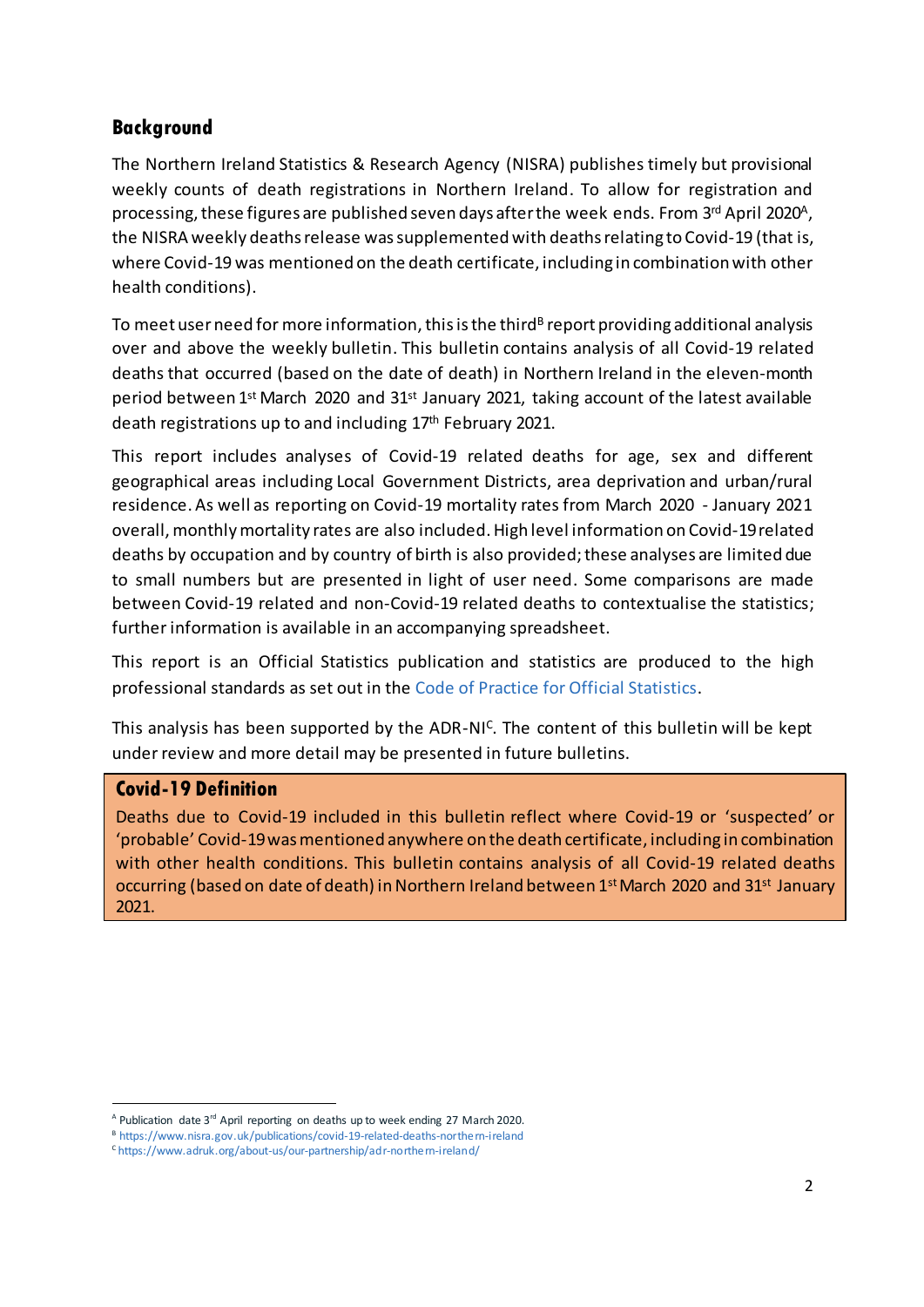## Background

The Northern Ireland Statistics & Research Agency (NISRA) publishes timely but provisional weekly counts of death registrations in Northern Ireland. To allow for registration and processing, these figures are published seven days after the week ends. From 3rd April 2020[A], the NISRA weekly deaths release was supplemented with deaths relating to Covid-19 (that is, where Covid-19 was mentioned on the death certificate, including in combination with other health conditions).

To meet user need for more information, this is the third[B] report providing additional analysis over and above the weekly bulletin. This bulletin contains analysis of all Covid-19 related deaths that occurred (based on the date of death) in Northern Ireland in the eleven-month period between 1st March 2020 and 31st January 2021, taking account of the latest available death registrations up to and including 17th February 2021.

This report includes analyses of Covid-19 related deaths for age, sex and different geographical areas including Local Government Districts, area deprivation and urban/rural residence. As well as reporting on Covid-19 mortality rates from March 2020 - January 2021 overall, monthly mortality rates are also included. High level information on Covid-19 related deaths by occupation and by country of birth is also provided; these analyses are limited due to small numbers but are presented in light of user need. Some comparisons are made between Covid-19 related and non-Covid-19 related deaths to contextualise the statistics; further information is available in an accompanying spreadsheet.

This report is an Official Statistics publication and statistics are produced to the high professional standards as set out in the Code of Practice for Official Statistics.

This analysis has been supported by the ADR-NI[C]. The content of this bulletin will be kept under review and more detail may be presented in future bulletins.

### Covid-19 Definition

Deaths due to Covid-19 included in this bulletin reflect where Covid-19 or 'suspected' or 'probable' Covid-19 was mentioned anywhere on the death certificate, including in combination with other health conditions. This bulletin contains analysis of all Covid-19 related deaths occurring (based on date of death) in Northern Ireland between 1st March 2020 and 31st January 2021.

---

[A] Publication date 3rd April reporting on deaths up to week ending 27 March 2020.

[B] https://www.nisra.gov.uk/publications/covid-19-related-deaths-northern-ireland

[C] https://www.adruk.org/about-us/our-partnership/adr-northern-ireland/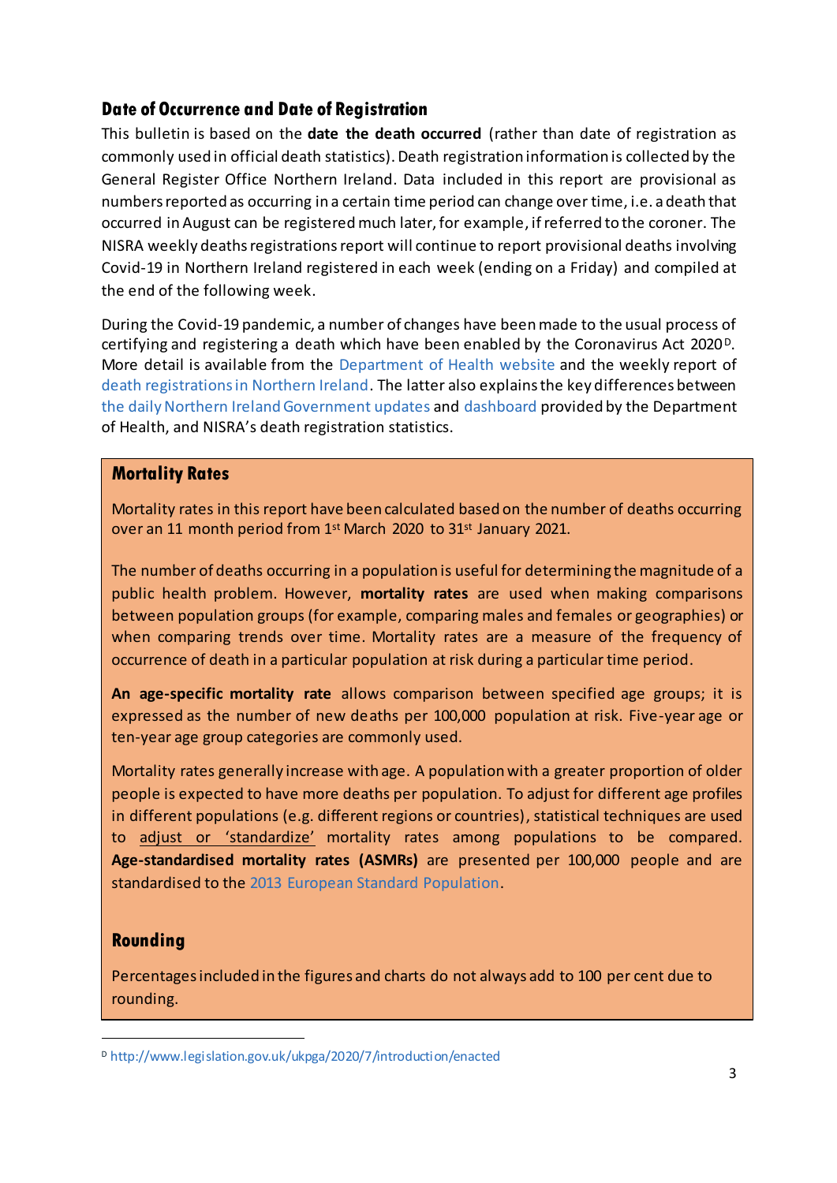## Date of Occurrence and Date of Registration

This bulletin is based on the **date the death occurred** (rather than date of registration as commonly used in official death statistics). Death registration information is collected by the General Register Office Northern Ireland. Data included in this report are provisional as numbers reported as occurring in a certain time period can change over time, i.e. a death that occurred in August can be registered much later, for example, if referred to the coroner. The NISRA weekly deaths registrations report will continue to report provisional deaths involving Covid-19 in Northern Ireland registered in each week (ending on a Friday) and compiled at the end of the following week.

During the Covid-19 pandemic, a number of changes have been made to the usual process of certifying and registering a death which have been enabled by the Coronavirus Act 2020[D]. More detail is available from the Department of Health website and the weekly report of death registrations in Northern Ireland. The latter also explains the key differences between the daily Northern Ireland Government updates and dashboard provided by the Department of Health, and NISRA's death registration statistics.

### Mortality Rates

Mortality rates in this report have been calculated based on the number of deaths occurring over an 11 month period from 1st March 2020 to 31st January 2021.

The number of deaths occurring in a population is useful for determining the magnitude of a public health problem. However, **mortality rates** are used when making comparisons between population groups (for example, comparing males and females or geographies) or when comparing trends over time. Mortality rates are a measure of the frequency of occurrence of death in a particular population at risk during a particular time period.

**An age-specific mortality rate** allows comparison between specified age groups; it is expressed as the number of new deaths per 100,000 population at risk. Five-year age or ten-year age group categories are commonly used.

Mortality rates generally increase with age. A population with a greater proportion of older people is expected to have more deaths per population. To adjust for different age profiles in different populations (e.g. different regions or countries), statistical techniques are used to adjust or 'standardize' mortality rates among populations to be compared. **Age-standardised mortality rates (ASMRs)** are presented per 100,000 people and are standardised to the 2013 European Standard Population.

### Rounding

Percentages included in the figures and charts do not always add to 100 per cent due to rounding.

---

[D] http://www.legislation.gov.uk/ukpga/2020/7/introduction/enacted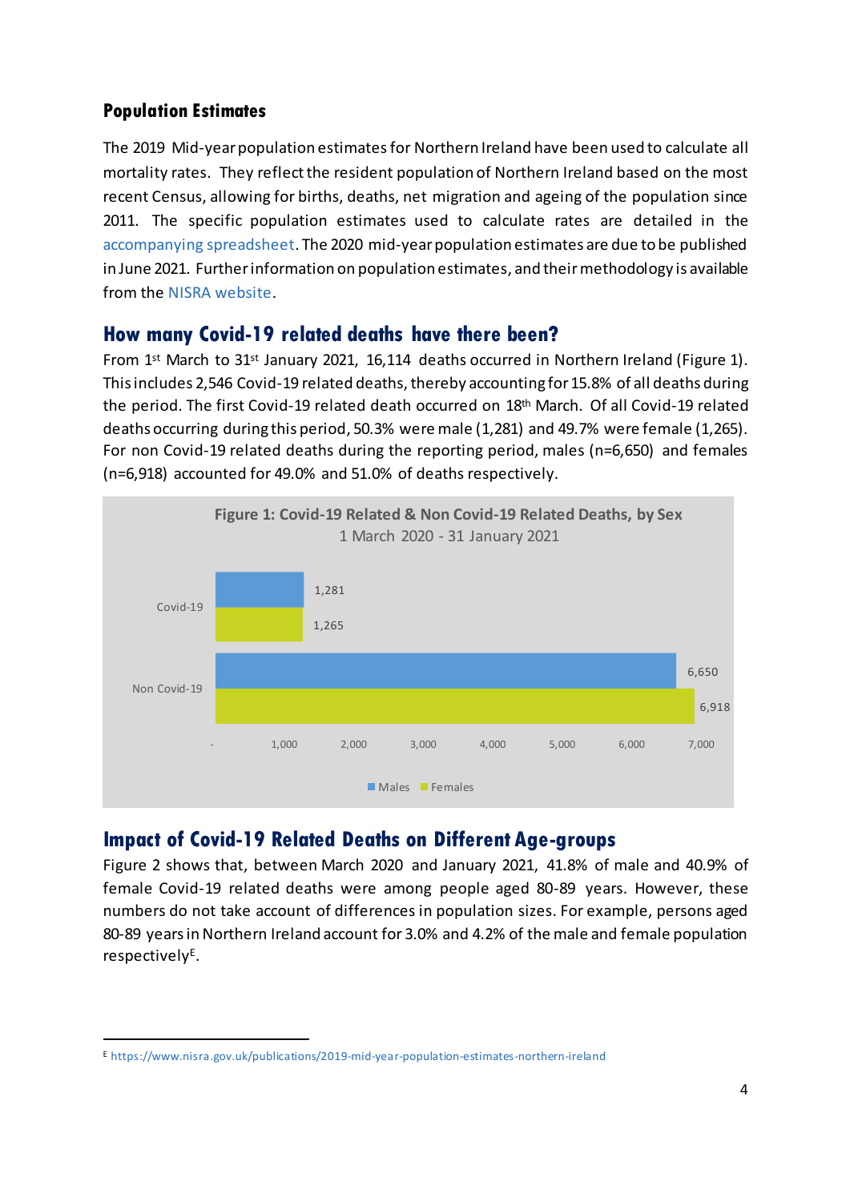### Population Estimates

The 2019 Mid-year population estimates for Northern Ireland have been used to calculate all mortality rates. They reflect the resident population of Northern Ireland based on the most recent Census, allowing for births, deaths, net migration and ageing of the population since 2011. The specific population estimates used to calculate rates are detailed in the accompanying spreadsheet. The 2020 mid-year population estimates are due to be published in June 2021. Further information on population estimates, and their methodology is available from the NISRA website.

## How many Covid-19 related deaths have there been?

From 1st March to 31st January 2021, 16,114 deaths occurred in Northern Ireland (Figure 1). This includes 2,546 Covid-19 related deaths, thereby accounting for 15.8% of all deaths during the period. The first Covid-19 related death occurred on 18th March. Of all Covid-19 related deaths occurring during this period, 50.3% were male (1,281) and 49.7% were female (1,265). For non Covid-19 related deaths during the reporting period, males (n=6,650) and females (n=6,918) accounted for 49.0% and 51.0% of deaths respectively.

**Figure 1: Covid-19 Related & Non Covid-19 Related Deaths, by Sex**
1 March 2020 - 31 January 2021

| | Males | Females |
|---|---|---|
| Covid-19 | 1,281 | 1,265 |
| Non Covid-19 | 6,650 | 6,918 |

## Impact of Covid-19 Related Deaths on Different Age-groups

Figure 2 shows that, between March 2020 and January 2021, 41.8% of male and 40.9% of female Covid-19 related deaths were among people aged 80-89 years. However, these numbers do not take account of differences in population sizes. For example, persons aged 80-89 years in Northern Ireland account for 3.0% and 4.2% of the male and female population respectively[E].

[E] https://www.nisra.gov.uk/publications/2019-mid-year-population-estimates-northern-ireland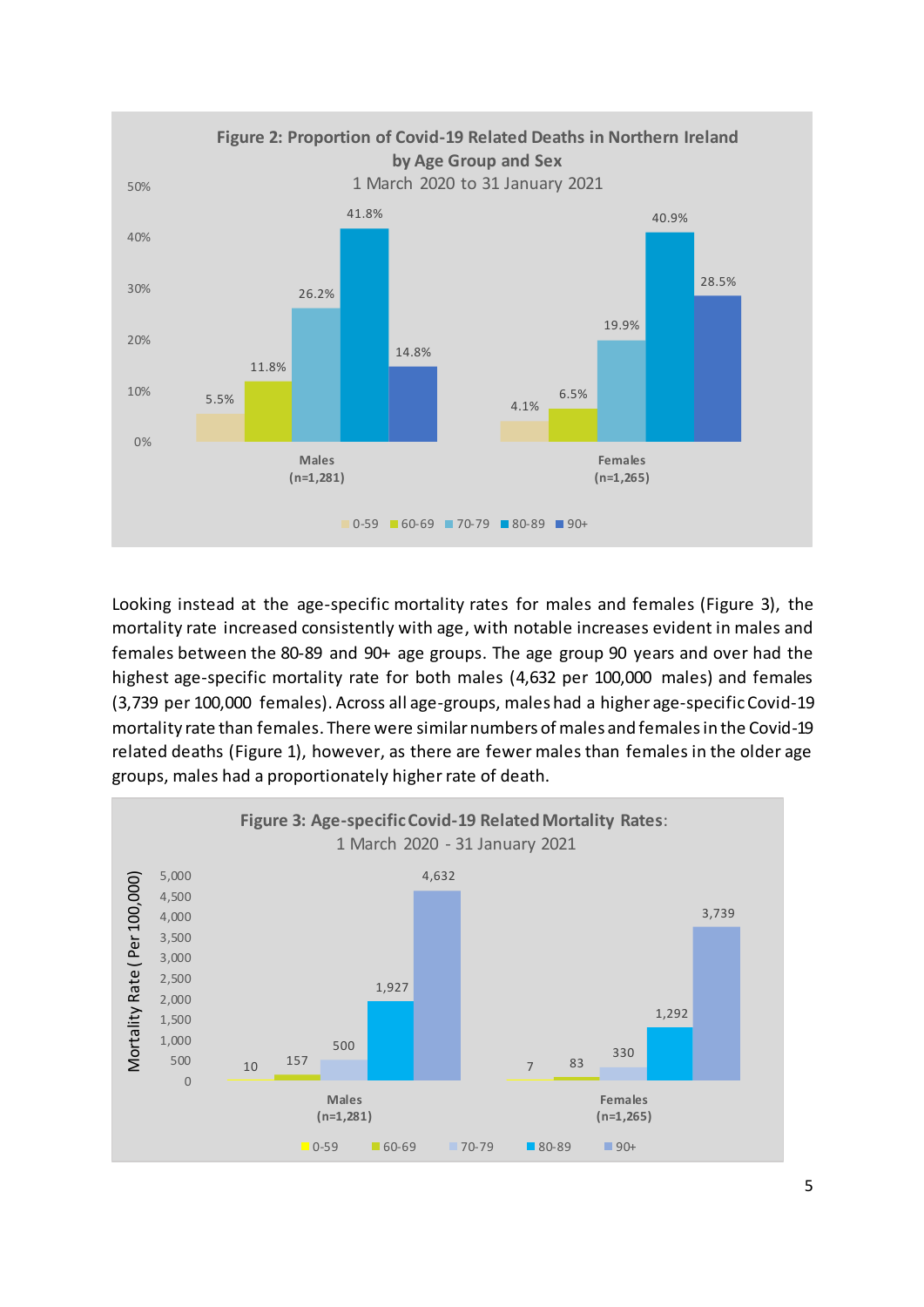**Figure 2: Proportion of Covid-19 Related Deaths in Northern Ireland by Age Group and Sex**

1 March 2020 to 31 January 2021

| Age group | Males (n=1,281) | Females (n=1,265) |
|---|---|---|
| 0-59 | 5.5% | 4.1% |
| 60-69 | 11.8% | 6.5% |
| 70-79 | 26.2% | 19.9% |
| 80-89 | 41.8% | 40.9% |
| 90+ | 14.8% | 28.5% |

Looking instead at the age-specific mortality rates for males and females (Figure 3), the mortality rate increased consistently with age, with notable increases evident in males and females between the 80-89 and 90+ age groups. The age group 90 years and over had the highest age-specific mortality rate for both males (4,632 per 100,000 males) and females (3,739 per 100,000 females). Across all age-groups, males had a higher age-specific Covid-19 mortality rate than females. There were similar numbers of males and females in the Covid-19 related deaths (Figure 1), however, as there are fewer males than females in the older age groups, males had a proportionately higher rate of death.

**Figure 3: Age-specific Covid-19 Related Mortality Rates:**

1 March 2020 - 31 January 2021

Mortality Rate (Per 100,000)

| Age group | Males (n=1,281) | Females (n=1,265) |
|---|---|---|
| 0-59 | 10 | 7 |
| 60-69 | 157 | 83 |
| 70-79 | 500 | 330 |
| 80-89 | 1,927 | 1,292 |
| 90+ | 4,632 | 3,739 |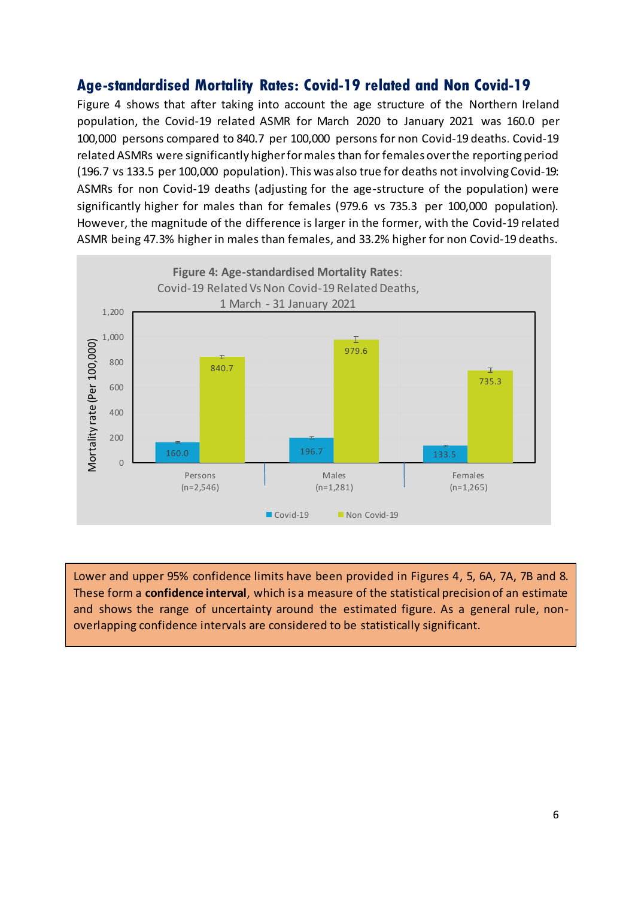## Age-standardised Mortality Rates: Covid-19 related and Non Covid-19

Figure 4 shows that after taking into account the age structure of the Northern Ireland population, the Covid-19 related ASMR for March 2020 to January 2021 was 160.0 per 100,000 persons compared to 840.7 per 100,000 persons for non Covid-19 deaths. Covid-19 related ASMRs were significantly higher for males than for females over the reporting period (196.7 vs 133.5 per 100,000 population). This was also true for deaths not involving Covid-19: ASMRs for non Covid-19 deaths (adjusting for the age-structure of the population) were significantly higher for males than for females (979.6 vs 735.3 per 100,000 population). However, the magnitude of the difference is larger in the former, with the Covid-19 related ASMR being 47.3% higher in males than females, and 33.2% higher for non Covid-19 deaths.

**Figure 4: Age-standardised Mortality Rates**: Covid-19 Related Vs Non Covid-19 Related Deaths, 1 March - 31 January 2021

| Mortality rate (Per 100,000) | Covid-19 | Non Covid-19 |
|---|---|---|
| Persons (n=2,546) | 160.0 | 840.7 |
| Males (n=1,281) | 196.7 | 979.6 |
| Females (n=1,265) | 133.5 | 735.3 |

Lower and upper 95% confidence limits have been provided in Figures 4, 5, 6A, 7A, 7B and 8. These form a **confidence interval**, which is a measure of the statistical precision of an estimate and shows the range of uncertainty around the estimated figure. As a general rule, non-overlapping confidence intervals are considered to be statistically significant.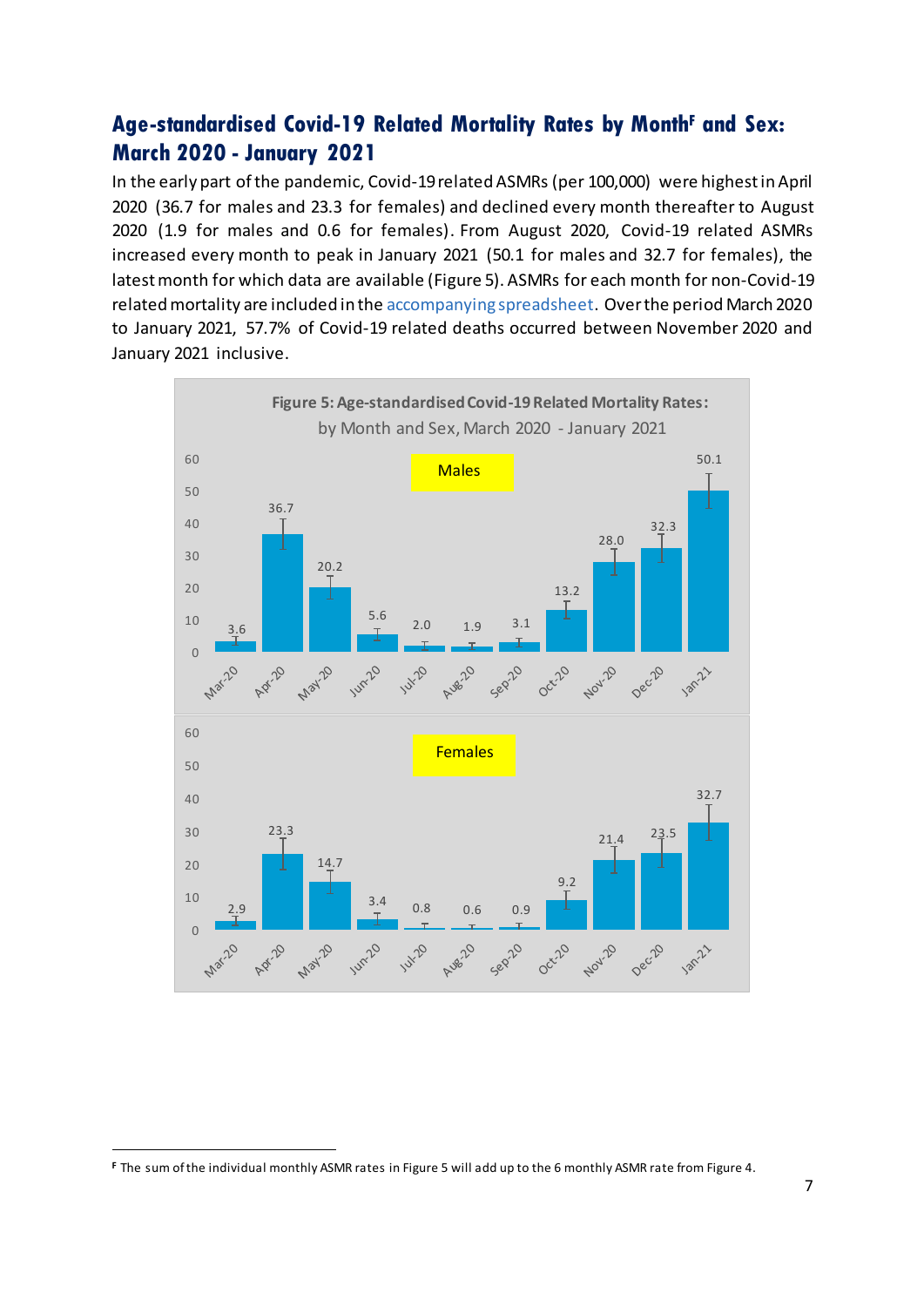## Age-standardised Covid-19 Related Mortality Rates by Month[F] and Sex: March 2020 - January 2021

In the early part of the pandemic, Covid-19 related ASMRs (per 100,000) were highest in April 2020 (36.7 for males and 23.3 for females) and declined every month thereafter to August 2020 (1.9 for males and 0.6 for females). From August 2020, Covid-19 related ASMRs increased every month to peak in January 2021 (50.1 for males and 32.7 for females), the latest month for which data are available (Figure 5). ASMRs for each month for non-Covid-19 related mortality are included in the accompanying spreadsheet. Over the period March 2020 to January 2021, 57.7% of Covid-19 related deaths occurred between November 2020 and January 2021 inclusive.

**Figure 5: Age-standardised Covid-19 Related Mortality Rates:**
by Month and Sex, March 2020 - January 2021

| Month | Males | Females |
|---|---|---|
| Mar-20 | 3.6 | 2.9 |
| Apr-20 | 36.7 | 23.3 |
| May-20 | 20.2 | 14.7 |
| Jun-20 | 5.6 | 3.4 |
| Jul-20 | 2.0 | 0.8 |
| Aug-20 | 1.9 | 0.6 |
| Sep-20 | 3.1 | 0.9 |
| Oct-20 | 13.2 | 9.2 |
| Nov-20 | 28.0 | 21.4 |
| Dec-20 | 32.3 | 23.5 |
| Jan-21 | 50.1 | 32.7 |

---

[F] The sum of the individual monthly ASMR rates in Figure 5 will add up to the 6 monthly ASMR rate from Figure 4.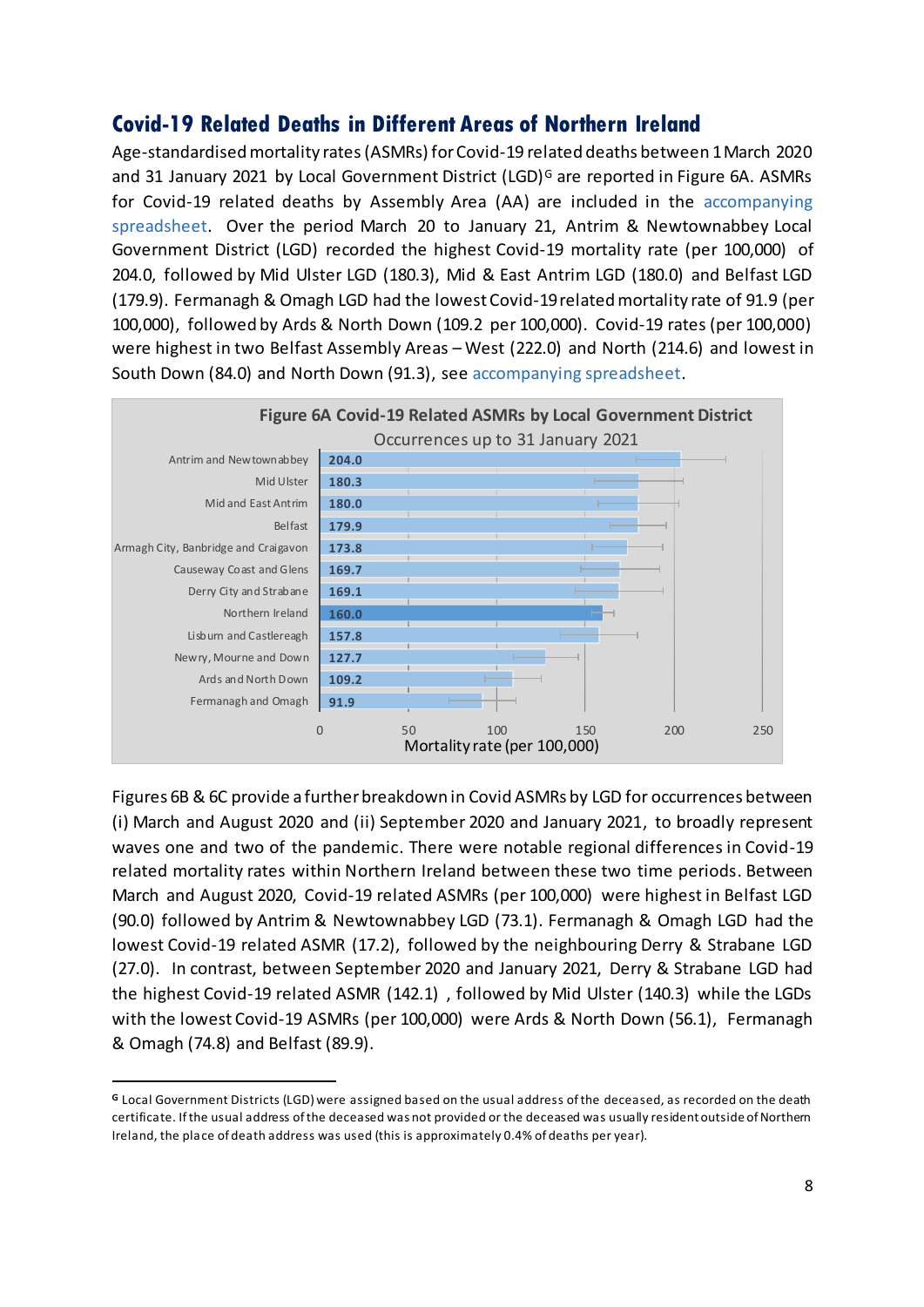## Covid-19 Related Deaths in Different Areas of Northern Ireland

Age-standardised mortality rates (ASMRs) for Covid-19 related deaths between 1 March 2020 and 31 January 2021 by Local Government District (LGD)[G] are reported in Figure 6A. ASMRs for Covid-19 related deaths by Assembly Area (AA) are included in the accompanying spreadsheet. Over the period March 20 to January 21, Antrim & Newtownabbey Local Government District (LGD) recorded the highest Covid-19 mortality rate (per 100,000) of 204.0, followed by Mid Ulster LGD (180.3), Mid & East Antrim LGD (180.0) and Belfast LGD (179.9). Fermanagh & Omagh LGD had the lowest Covid-19 related mortality rate of 91.9 (per 100,000), followed by Ards & North Down (109.2 per 100,000). Covid-19 rates (per 100,000) were highest in two Belfast Assembly Areas – West (222.0) and North (214.6) and lowest in South Down (84.0) and North Down (91.3), see accompanying spreadsheet.

**Figure 6A Covid-19 Related ASMRs by Local Government District**

Occurrences up to 31 January 2021

| Local Government District | Mortality rate (per 100,000) |
|---|---|
| Antrim and Newtownabbey | 204.0 |
| Mid Ulster | 180.3 |
| Mid and East Antrim | 180.0 |
| Belfast | 179.9 |
| Armagh City, Banbridge and Craigavon | 173.8 |
| Causeway Coast and Glens | 169.7 |
| Derry City and Strabane | 169.1 |
| Northern Ireland | 160.0 |
| Lisburn and Castlereagh | 157.8 |
| Newry, Mourne and Down | 127.7 |
| Ards and North Down | 109.2 |
| Fermanagh and Omagh | 91.9 |

Figures 6B & 6C provide a further breakdown in Covid ASMRs by LGD for occurrences between (i) March and August 2020 and (ii) September 2020 and January 2021, to broadly represent waves one and two of the pandemic. There were notable regional differences in Covid-19 related mortality rates within Northern Ireland between these two time periods. Between March and August 2020, Covid-19 related ASMRs (per 100,000) were highest in Belfast LGD (90.0) followed by Antrim & Newtownabbey LGD (73.1). Fermanagh & Omagh LGD had the lowest Covid-19 related ASMR (17.2), followed by the neighbouring Derry & Strabane LGD (27.0). In contrast, between September 2020 and January 2021, Derry & Strabane LGD had the highest Covid-19 related ASMR (142.1) , followed by Mid Ulster (140.3) while the LGDs with the lowest Covid-19 ASMRs (per 100,000) were Ards & North Down (56.1), Fermanagh & Omagh (74.8) and Belfast (89.9).

---

[G] Local Government Districts (LGD) were assigned based on the usual address of the deceased, as recorded on the death certificate. If the usual address of the deceased was not provided or the deceased was usually resident outside of Northern Ireland, the place of death address was used (this is approximately 0.4% of deaths per year).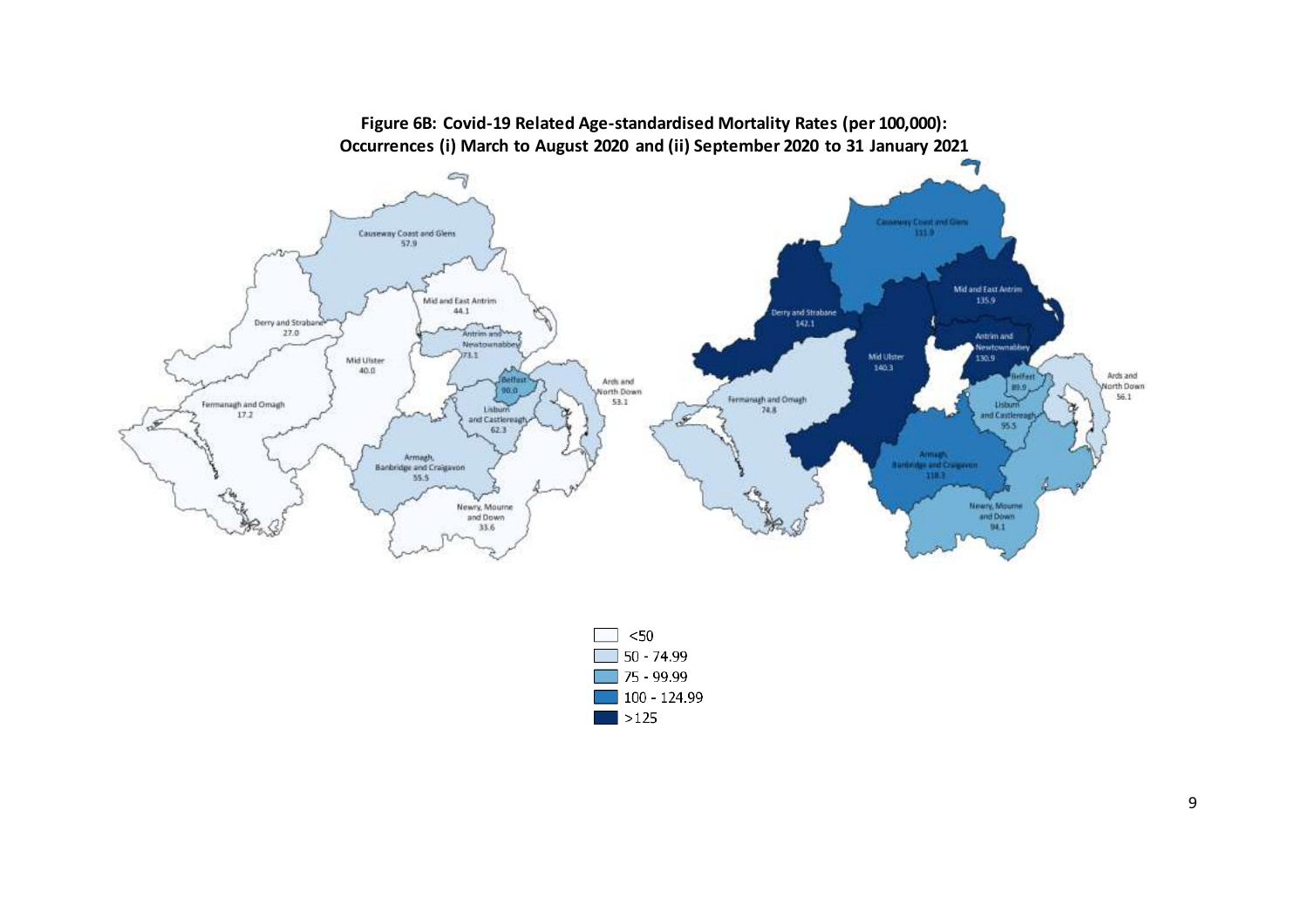**Figure 6B: Covid-19 Related Age-standardised Mortality Rates (per 100,000): Occurrences (i) March to August 2020 and (ii) September 2020 to 31 January 2021**

| Local Government District | (i) March to August 2020 | (ii) September 2020 to 31 January 2021 |
|---|---|---|
| Causeway Coast and Glens | 57.9 | 111.9 |
| Mid and East Antrim | 44.1 | 135.9 |
| Derry and Strabane | 27.0 | 142.1 |
| Antrim and Newtownabbey | 73.1 | 130.9 |
| Mid Ulster | 40.0 | 140.3 |
| Belfast | 90.0 | 89.9 |
| Ards and North Down | 53.1 | 56.1 |
| Fermanagh and Omagh | 17.2 | 74.8 |
| Lisburn and Castlereagh | 62.3 | 95.5 |
| Armagh, Banbridge and Craigavon | 55.5 | 118.3 |
| Newry, Mourne and Down | 33.6 | 94.1 |

Legend:
- <50
- 50 - 74.99
- 75 - 99.99
- 100 - 124.99
- >125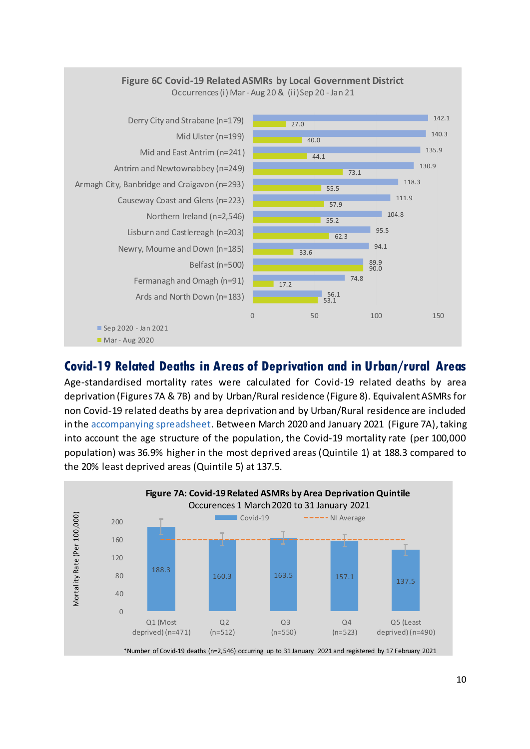**Figure 6C Covid-19 Related ASMRs by Local Government District**
Occurrences (i) Mar - Aug 20 & (ii) Sep 20 - Jan 21

| Local Government District | Sep 2020 - Jan 2021 | Mar - Aug 2020 |
|---|---|---|
| Derry City and Strabane (n=179) | 142.1 | 27.0 |
| Mid Ulster (n=199) | 140.3 | 40.0 |
| Mid and East Antrim (n=241) | 135.9 | 44.1 |
| Antrim and Newtownabbey (n=249) | 130.9 | 73.1 |
| Armagh City, Banbridge and Craigavon (n=293) | 118.3 | 55.5 |
| Causeway Coast and Glens (n=223) | 111.9 | 57.9 |
| Northern Ireland (n=2,546) | 104.8 | 55.2 |
| Lisburn and Castlereagh (n=203) | 95.5 | 62.3 |
| Newry, Mourne and Down (n=185) | 94.1 | 33.6 |
| Belfast (n=500) | 89.9 | 90.0 |
| Fermanagh and Omagh (n=91) | 74.8 | 17.2 |
| Ards and North Down (n=183) | 56.1 | 53.1 |

## Covid-19 Related Deaths in Areas of Deprivation and in Urban/rural Areas

Age-standardised mortality rates were calculated for Covid-19 related deaths by area deprivation (Figures 7A & 7B) and by Urban/Rural residence (Figure 8). Equivalent ASMRs for non Covid-19 related deaths by area deprivation and by Urban/Rural residence are included in the accompanying spreadsheet. Between March 2020 and January 2021 (Figure 7A), taking into account the age structure of the population, the Covid-19 mortality rate (per 100,000 population) was 36.9% higher in the most deprived areas (Quintile 1) at 188.3 compared to the 20% least deprived areas (Quintile 5) at 137.5.

**Figure 7A: Covid-19 Related ASMRs by Area Deprivation Quintile**
Occurences 1 March 2020 to 31 January 2021

| Deprivation Quintile | Covid-19 Mortality Rate (Per 100,000) |
|---|---|
| Q1 (Most deprived) (n=471) | 188.3 |
| Q2 (n=512) | 160.3 |
| Q3 (n=550) | 163.5 |
| Q4 (n=523) | 157.1 |
| Q5 (Least deprived) (n=490) | 137.5 |

*Number of Covid-19 deaths (n=2,546) occurring up to 31 January 2021 and registered by 17 February 2021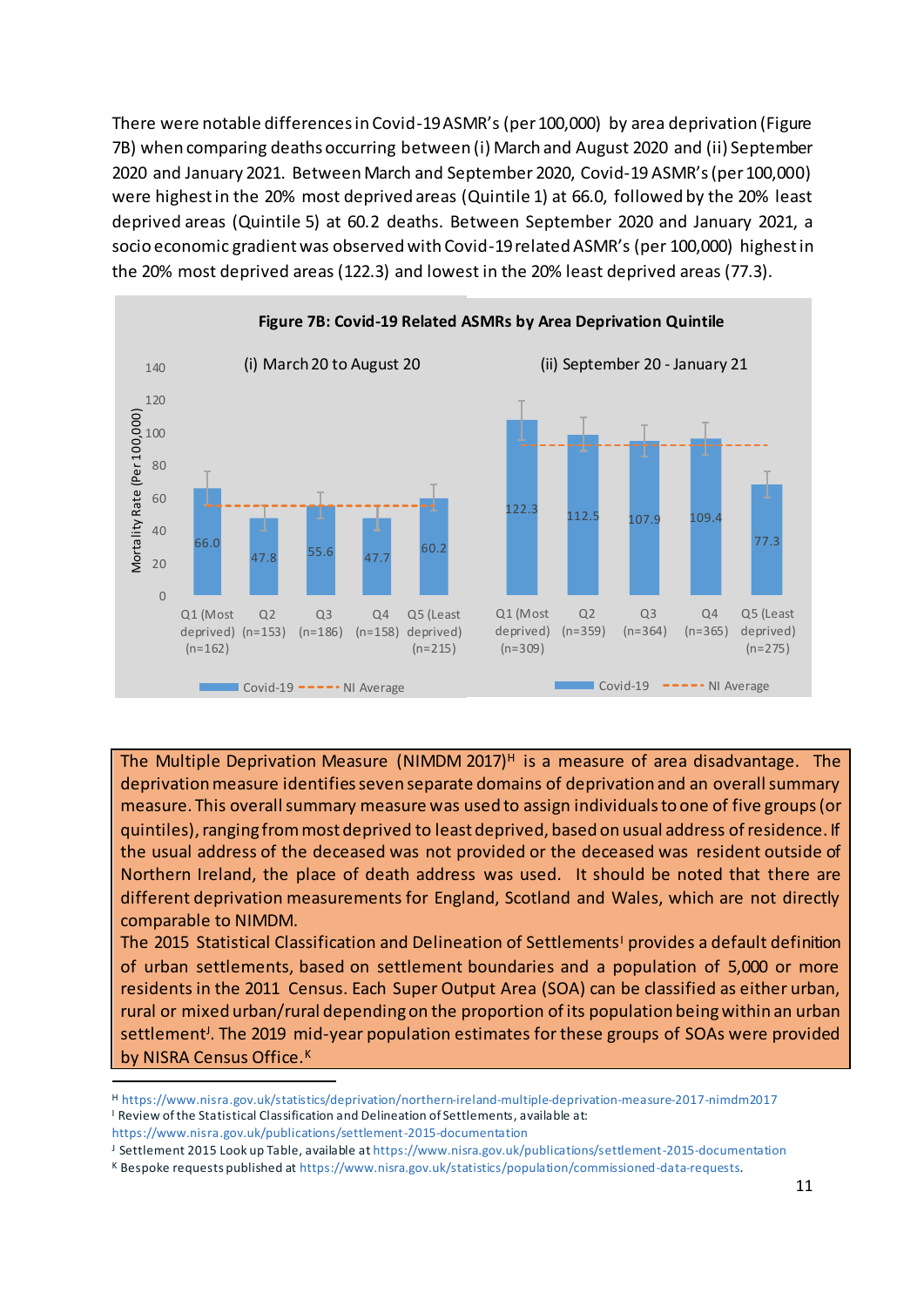There were notable differences in Covid-19 ASMR's (per 100,000) by area deprivation (Figure 7B) when comparing deaths occurring between (i) March and August 2020 and (ii) September 2020 and January 2021. Between March and September 2020, Covid-19 ASMR's (per 100,000) were highest in the 20% most deprived areas (Quintile 1) at 66.0, followed by the 20% least deprived areas (Quintile 5) at 60.2 deaths. Between September 2020 and January 2021, a socio economic gradient was observed with Covid-19 related ASMR's (per 100,000) highest in the 20% most deprived areas (122.3) and lowest in the 20% least deprived areas (77.3).

**Figure 7B: Covid-19 Related ASMRs by Area Deprivation Quintile**

(i) March 20 to August 20

| Quintile | Covid-19 ASMR (per 100,000) |
|---|---|
| Q1 (Most deprived) (n=162) | 66.0 |
| Q2 (n=153) | 47.8 |
| Q3 (n=186) | 55.6 |
| Q4 (n=158) | 47.7 |
| Q5 (Least deprived) (n=215) | 60.2 |

(ii) September 20 - January 21

| Quintile | Covid-19 ASMR (per 100,000) |
|---|---|
| Q1 (Most deprived) (n=309) | 122.3 |
| Q2 (n=359) | 112.5 |
| Q3 (n=364) | 107.9 |
| Q4 (n=365) | 109.4 |
| Q5 (Least deprived) (n=275) | 77.3 |

Covid-19 ---- NI Average

The Multiple Deprivation Measure (NIMDM 2017)[H] is a measure of area disadvantage. The deprivation measure identifies seven separate domains of deprivation and an overall summary measure. This overall summary measure was used to assign individuals to one of five groups (or quintiles), ranging from most deprived to least deprived, based on usual address of residence. If the usual address of the deceased was not provided or the deceased was resident outside of Northern Ireland, the place of death address was used. It should be noted that there are different deprivation measurements for England, Scotland and Wales, which are not directly comparable to NIMDM.

The 2015 Statistical Classification and Delineation of Settlements[I] provides a default definition of urban settlements, based on settlement boundaries and a population of 5,000 or more residents in the 2011 Census. Each Super Output Area (SOA) can be classified as either urban, rural or mixed urban/rural depending on the proportion of its population being within an urban settlement[J]. The 2019 mid-year population estimates for these groups of SOAs were provided by NISRA Census Office.[K]

---

[H] https://www.nisra.gov.uk/statistics/deprivation/northern-ireland-multiple-deprivation-measure-2017-nimdm2017

[I] Review of the Statistical Classification and Delineation of Settlements, available at: https://www.nisra.gov.uk/publications/settlement-2015-documentation

[J] Settlement 2015 Look up Table, available at https://www.nisra.gov.uk/publications/settlement-2015-documentation

[K] Bespoke requests published at https://www.nisra.gov.uk/statistics/population/commissioned-data-requests.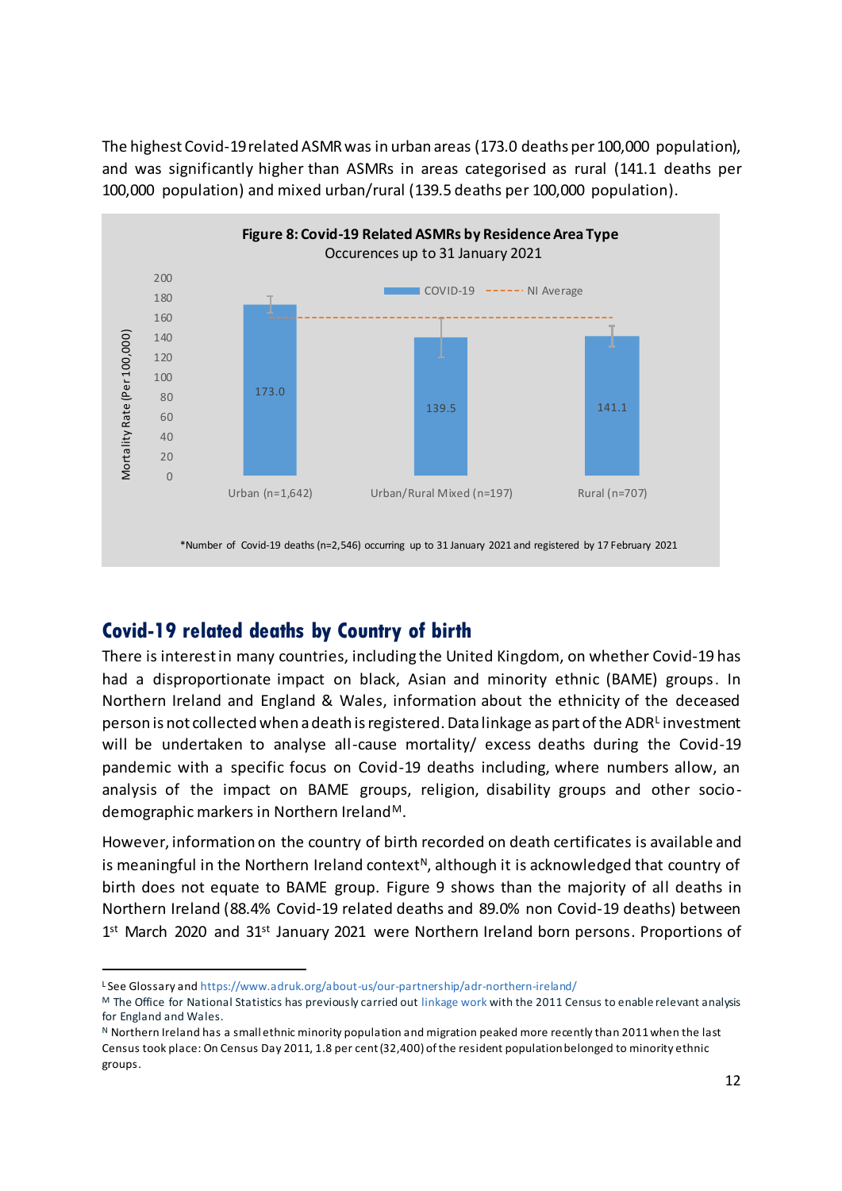The highest Covid-19 related ASMR was in urban areas (173.0 deaths per 100,000 population), and was significantly higher than ASMRs in areas categorised as rural (141.1 deaths per 100,000 population) and mixed urban/rural (139.5 deaths per 100,000 population).

**Figure 8: Covid-19 Related ASMRs by Residence Area Type**
Occurences up to 31 January 2021

| Residence Area Type | COVID-19 ASMR (Per 100,000) |
|---|---|
| Urban (n=1,642) | 173.0 |
| Urban/Rural Mixed (n=197) | 139.5 |
| Rural (n=707) | 141.1 |

*Number of Covid-19 deaths (n=2,546) occurring up to 31 January 2021 and registered by 17 February 2021

## Covid-19 related deaths by Country of birth

There is interest in many countries, including the United Kingdom, on whether Covid-19 has had a disproportionate impact on black, Asian and minority ethnic (BAME) groups. In Northern Ireland and England & Wales, information about the ethnicity of the deceased person is not collected when a death is registered. Data linkage as part of the ADR[L] investment will be undertaken to analyse all-cause mortality/ excess deaths during the Covid-19 pandemic with a specific focus on Covid-19 deaths including, where numbers allow, an analysis of the impact on BAME groups, religion, disability groups and other socio-demographic markers in Northern Ireland[M].

However, information on the country of birth recorded on death certificates is available and is meaningful in the Northern Ireland context[N], although it is acknowledged that country of birth does not equate to BAME group. Figure 9 shows than the majority of all deaths in Northern Ireland (88.4% Covid-19 related deaths and 89.0% non Covid-19 deaths) between 1st March 2020 and 31st January 2021 were Northern Ireland born persons. Proportions of

---

[L] See Glossary and https://www.adruk.org/about-us/our-partnership/adr-northern-ireland/

[M] The Office for National Statistics has previously carried out linkage work with the 2011 Census to enable relevant analysis for England and Wales.

[N] Northern Ireland has a small ethnic minority population and migration peaked more recently than 2011 when the last Census took place: On Census Day 2011, 1.8 per cent (32,400) of the resident population belonged to minority ethnic groups.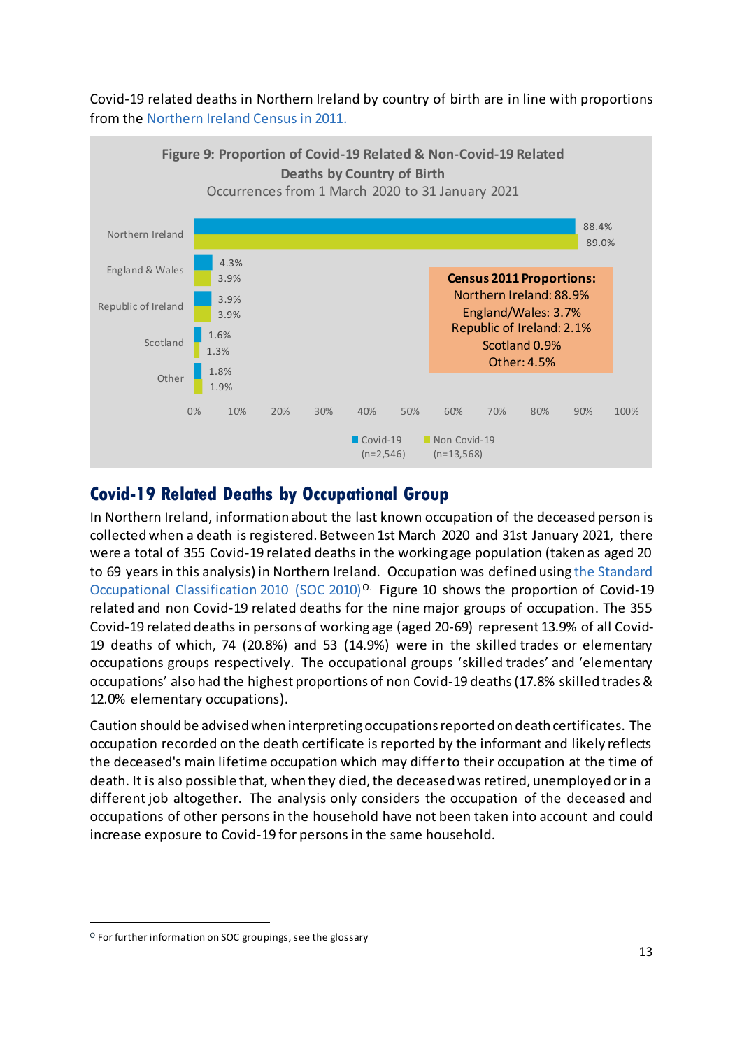Covid-19 related deaths in Northern Ireland by country of birth are in line with proportions from the Northern Ireland Census in 2011.

**Figure 9: Proportion of Covid-19 Related & Non-Covid-19 Related Deaths by Country of Birth**
Occurrences from 1 March 2020 to 31 January 2021

| Country of Birth | Covid-19 (n=2,546) | Non Covid-19 (n=13,568) |
|---|---|---|
| Northern Ireland | 88.4% | 89.0% |
| England & Wales | 4.3% | 3.9% |
| Republic of Ireland | 3.9% | 3.9% |
| Scotland | 1.6% | 1.3% |
| Other | 1.8% | 1.9% |

**Census 2011 Proportions:**
Northern Ireland: 88.9%
England/Wales: 3.7%
Republic of Ireland: 2.1%
Scotland 0.9%
Other: 4.5%

## Covid-19 Related Deaths by Occupational Group

In Northern Ireland, information about the last known occupation of the deceased person is collected when a death is registered. Between 1st March 2020 and 31st January 2021, there were a total of 355 Covid-19 related deaths in the working age population (taken as aged 20 to 69 years in this analysis) in Northern Ireland. Occupation was defined using the Standard Occupational Classification 2010 (SOC 2010)[O]. Figure 10 shows the proportion of Covid-19 related and non Covid-19 related deaths for the nine major groups of occupation. The 355 Covid-19 related deaths in persons of working age (aged 20-69) represent 13.9% of all Covid-19 deaths of which, 74 (20.8%) and 53 (14.9%) were in the skilled trades or elementary occupations groups respectively. The occupational groups 'skilled trades' and 'elementary occupations' also had the highest proportions of non Covid-19 deaths (17.8% skilled trades & 12.0% elementary occupations).

Caution should be advised when interpreting occupations reported on death certificates. The occupation recorded on the death certificate is reported by the informant and likely reflects the deceased's main lifetime occupation which may differ to their occupation at the time of death. It is also possible that, when they died, the deceased was retired, unemployed or in a different job altogether. The analysis only considers the occupation of the deceased and occupations of other persons in the household have not been taken into account and could increase exposure to Covid-19 for persons in the same household.

[O] For further information on SOC groupings, see the glossary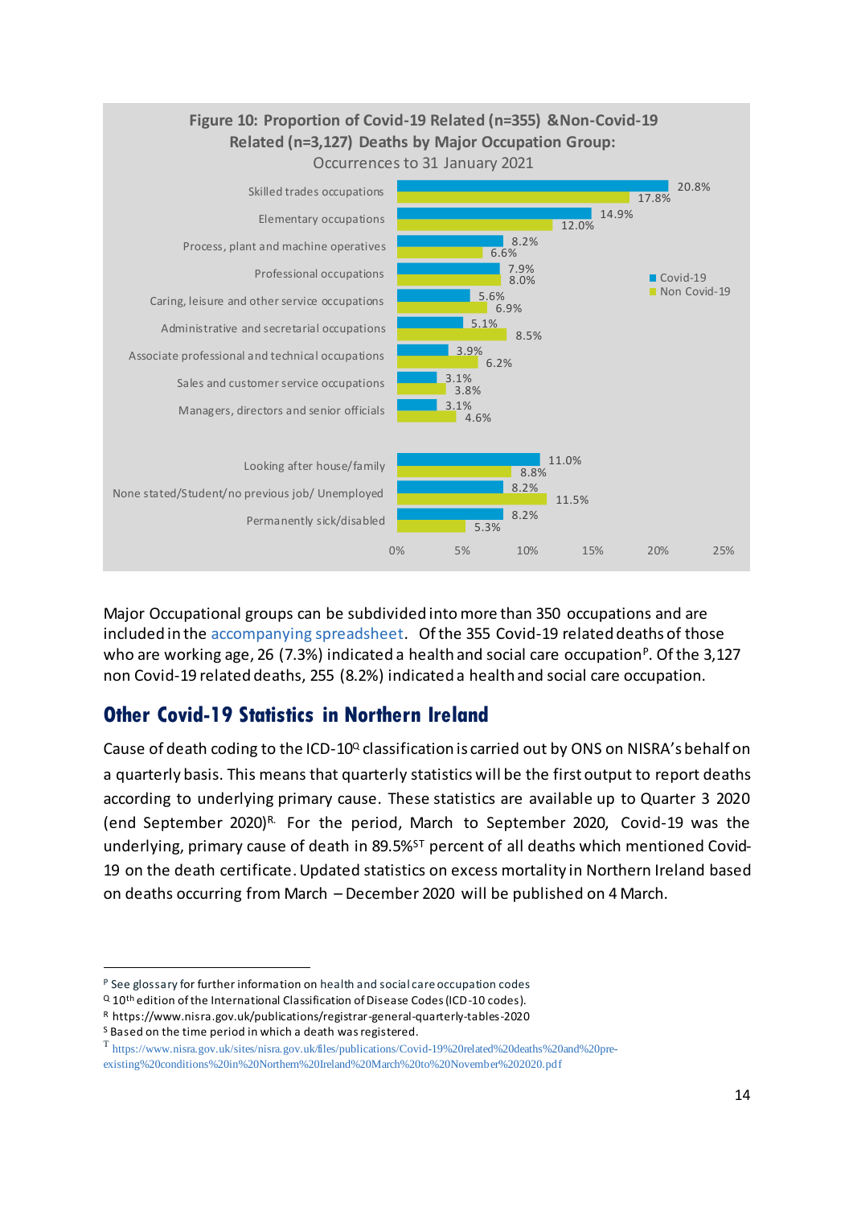**Figure 10: Proportion of Covid-19 Related (n=355) & Non-Covid-19 Related (n=3,127) Deaths by Major Occupation Group:**
Occurrences to 31 January 2021

| Major Occupation Group | Covid-19 | Non Covid-19 |
| --- | --- | --- |
| Skilled trades occupations | 20.8% | 17.8% |
| Elementary occupations | 14.9% | 12.0% |
| Process, plant and machine operatives | 8.2% | 6.6% |
| Professional occupations | 7.9% | 8.0% |
| Caring, leisure and other service occupations | 5.6% | 6.9% |
| Administrative and secretarial occupations | 5.1% | 8.5% |
| Associate professional and technical occupations | 3.9% | 6.2% |
| Sales and customer service occupations | 3.1% | 3.8% |
| Managers, directors and senior officials | 3.1% | 4.6% |
| Looking after house/family | 11.0% | 8.8% |
| None stated/Student/no previous job/ Unemployed | 8.2% | 11.5% |
| Permanently sick/disabled | 8.2% | 5.3% |

Major Occupational groups can be subdivided into more than 350 occupations and are included in the accompanying spreadsheet. Of the 355 Covid-19 related deaths of those who are working age, 26 (7.3%) indicated a health and social care occupation[P]. Of the 3,127 non Covid-19 related deaths, 255 (8.2%) indicated a health and social care occupation.

## Other Covid-19 Statistics in Northern Ireland

Cause of death coding to the ICD-10[Q] classification is carried out by ONS on NISRA's behalf on a quarterly basis. This means that quarterly statistics will be the first output to report deaths according to underlying primary cause. These statistics are available up to Quarter 3 2020 (end September 2020)[R]. For the period, March to September 2020, Covid-19 was the underlying, primary cause of death in 89.5%[ST] percent of all deaths which mentioned Covid-19 on the death certificate. Updated statistics on excess mortality in Northern Ireland based on deaths occurring from March – December 2020 will be published on 4 March.

---

[P] See glossary for further information on health and social care occupation codes

[Q] 10th edition of the International Classification of Disease Codes (ICD-10 codes).

[R] https://www.nisra.gov.uk/publications/registrar-general-quarterly-tables-2020

[S] Based on the time period in which a death was registered.

[T] https://www.nisra.gov.uk/sites/nisra.gov.uk/files/publications/Covid-19%20related%20deaths%20and%20pre-existing%20conditions%20in%20Northern%20Ireland%20March%20to%20November%202020.pdf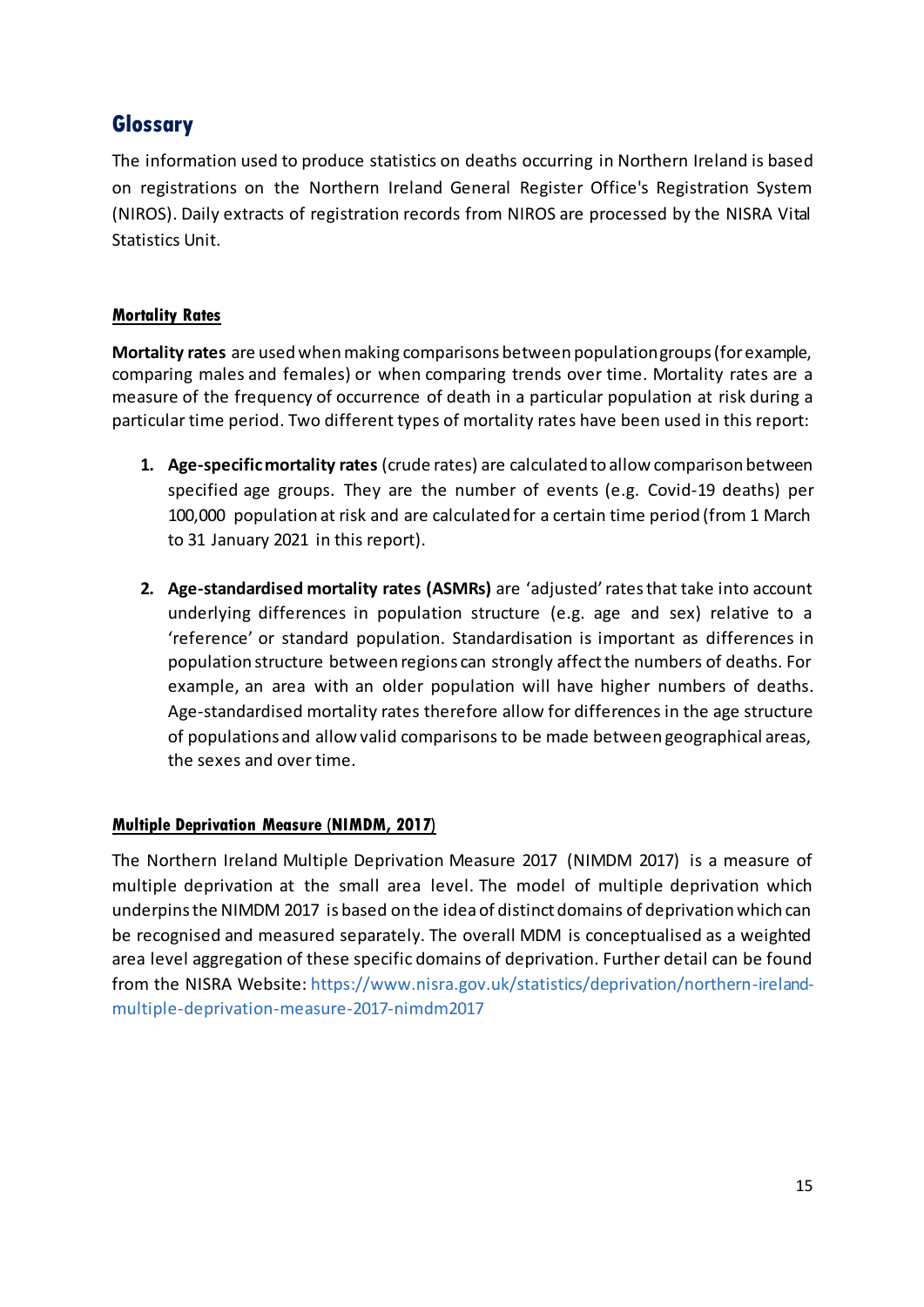# Glossary

The information used to produce statistics on deaths occurring in Northern Ireland is based on registrations on the Northern Ireland General Register Office's Registration System (NIROS). Daily extracts of registration records from NIROS are processed by the NISRA Vital Statistics Unit.

## Mortality Rates

**Mortality rates** are used when making comparisons between population groups (for example, comparing males and females) or when comparing trends over time. Mortality rates are a measure of the frequency of occurrence of death in a particular population at risk during a particular time period. Two different types of mortality rates have been used in this report:

1. **Age-specific mortality rates** (crude rates) are calculated to allow comparison between specified age groups. They are the number of events (e.g. Covid-19 deaths) per 100,000 population at risk and are calculated for a certain time period (from 1 March to 31 January 2021 in this report).

2. **Age-standardised mortality rates (ASMRs)** are 'adjusted' rates that take into account underlying differences in population structure (e.g. age and sex) relative to a 'reference' or standard population. Standardisation is important as differences in population structure between regions can strongly affect the numbers of deaths. For example, an area with an older population will have higher numbers of deaths. Age-standardised mortality rates therefore allow for differences in the age structure of populations and allow valid comparisons to be made between geographical areas, the sexes and over time.

## Multiple Deprivation Measure (NIMDM, 2017)

The Northern Ireland Multiple Deprivation Measure 2017 (NIMDM 2017) is a measure of multiple deprivation at the small area level. The model of multiple deprivation which underpins the NIMDM 2017 is based on the idea of distinct domains of deprivation which can be recognised and measured separately. The overall MDM is conceptualised as a weighted area level aggregation of these specific domains of deprivation. Further detail can be found from the NISRA Website: https://www.nisra.gov.uk/statistics/deprivation/northern-ireland-multiple-deprivation-measure-2017-nimdm2017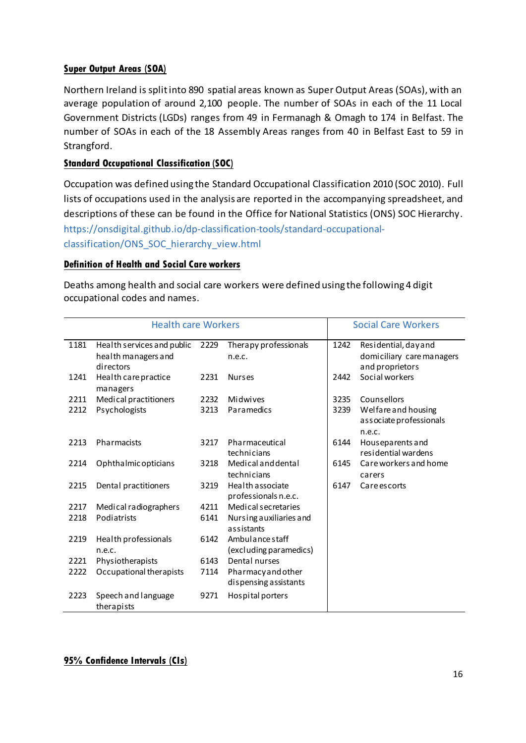**Super Output Areas (SOA)**

Northern Ireland is split into 890 spatial areas known as Super Output Areas (SOAs), with an average population of around 2,100 people. The number of SOAs in each of the 11 Local Government Districts (LGDs) ranges from 49 in Fermanagh & Omagh to 174 in Belfast. The number of SOAs in each of the 18 Assembly Areas ranges from 40 in Belfast East to 59 in Strangford.

**Standard Occupational Classification (SOC)**

Occupation was defined using the Standard Occupational Classification 2010 (SOC 2010). Full lists of occupations used in the analysis are reported in the accompanying spreadsheet, and descriptions of these can be found in the Office for National Statistics (ONS) SOC Hierarchy. https://onsdigital.github.io/dp-classification-tools/standard-occupational-classification/ONS_SOC_hierarchy_view.html

**Definition of Health and Social Care workers**

Deaths among health and social care workers were defined using the following 4 digit occupational codes and names.

| Health care Workers | | | | Social Care Workers | |
|---|---|---|---|---|---|
| 1181 | Health services and public health managers and directors | 2229 | Therapy professionals n.e.c. | 1242 | Residential, day and domiciliary care managers and proprietors |
| 1241 | Health care practice managers | 2231 | Nurses | 2442 | Social workers |
| 2211 | Medical practitioners | 2232 | Midwives | 3235 | Counsellors |
| 2212 | Psychologists | 3213 | Paramedics | 3239 | Welfare and housing associate professionals n.e.c. |
| 2213 | Pharmacists | 3217 | Pharmaceutical technicians | 6144 | Houseparents and residential wardens |
| 2214 | Ophthalmic opticians | 3218 | Medical and dental technicians | 6145 | Care workers and home carers |
| 2215 | Dental practitioners | 3219 | Health associate professionals n.e.c. | 6147 | Care escorts |
| 2217 | Medical radiographers | 4211 | Medical secretaries | | |
| 2218 | Podiatrists | 6141 | Nursing auxiliaries and assistants | | |
| 2219 | Health professionals n.e.c. | 6142 | Ambulance staff (excluding paramedics) | | |
| 2221 | Physiotherapists | 6143 | Dental nurses | | |
| 2222 | Occupational therapists | 7114 | Pharmacy and other dispensing assistants | | |
| 2223 | Speech and language therapists | 9271 | Hospital porters | | |

**95% Confidence Intervals (CIs)**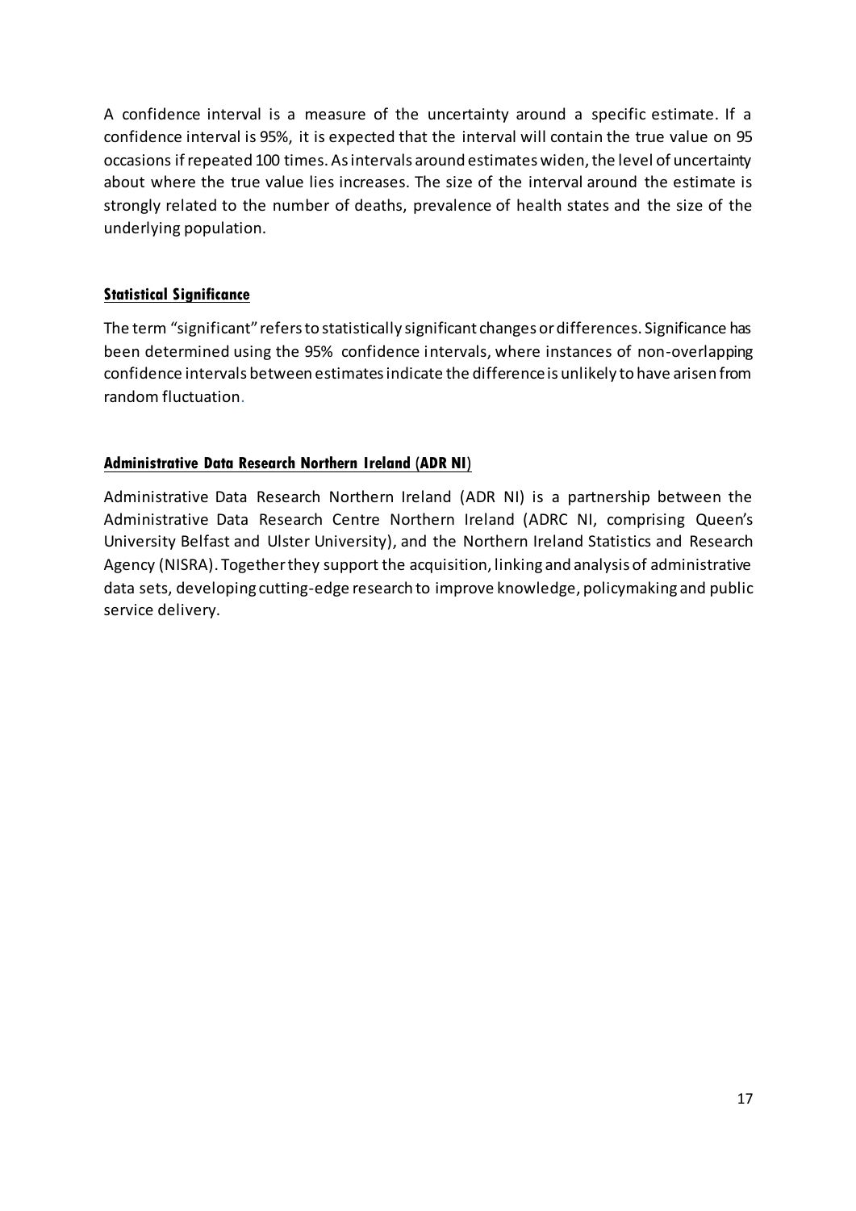A confidence interval is a measure of the uncertainty around a specific estimate. If a confidence interval is 95%, it is expected that the interval will contain the true value on 95 occasions if repeated 100 times. As intervals around estimates widen, the level of uncertainty about where the true value lies increases. The size of the interval around the estimate is strongly related to the number of deaths, prevalence of health states and the size of the underlying population.

### Statistical Significance

The term "significant" refers to statistically significant changes or differences. Significance has been determined using the 95% confidence intervals, where instances of non-overlapping confidence intervals between estimates indicate the difference is unlikely to have arisen from random fluctuation.

### Administrative Data Research Northern Ireland (ADR NI)

Administrative Data Research Northern Ireland (ADR NI) is a partnership between the Administrative Data Research Centre Northern Ireland (ADRC NI, comprising Queen's University Belfast and Ulster University), and the Northern Ireland Statistics and Research Agency (NISRA). Together they support the acquisition, linking and analysis of administrative data sets, developing cutting-edge research to improve knowledge, policymaking and public service delivery.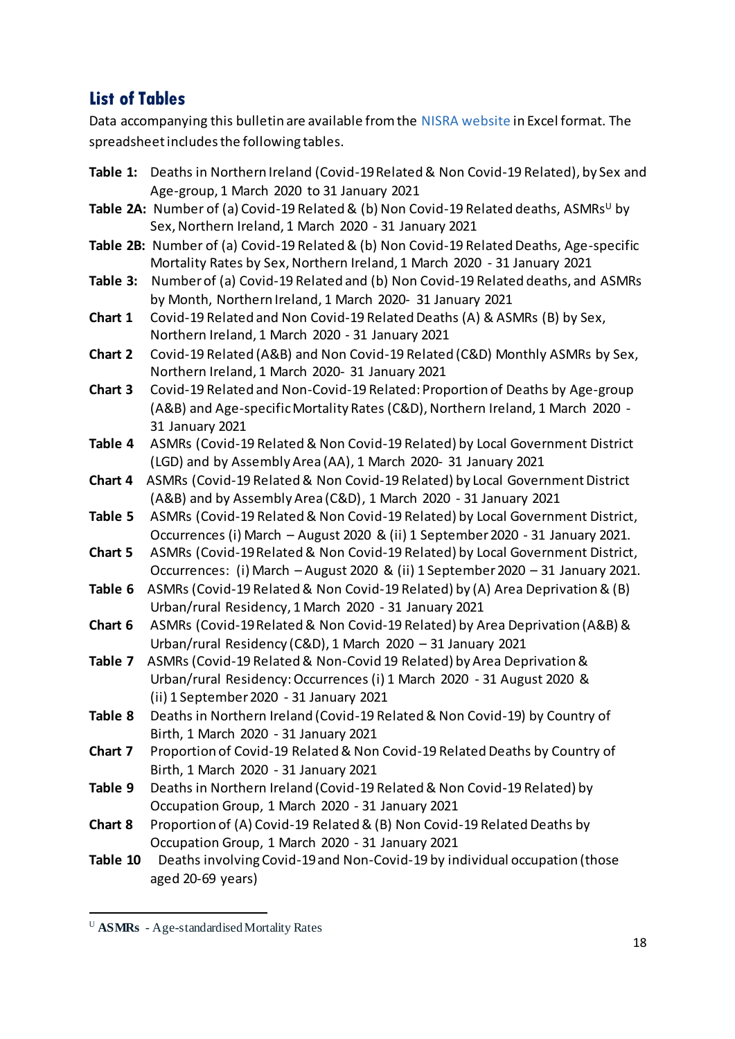## List of Tables

Data accompanying this bulletin are available from the NISRA website in Excel format. The spreadsheet includes the following tables.

**Table 1:** Deaths in Northern Ireland (Covid-19 Related & Non Covid-19 Related), by Sex and Age-group, 1 March 2020 to 31 January 2021

**Table 2A:** Number of (a) Covid-19 Related & (b) Non Covid-19 Related deaths, ASMRs[U] by Sex, Northern Ireland, 1 March 2020 - 31 January 2021

**Table 2B:** Number of (a) Covid-19 Related & (b) Non Covid-19 Related Deaths, Age-specific Mortality Rates by Sex, Northern Ireland, 1 March 2020 - 31 January 2021

**Table 3:** Number of (a) Covid-19 Related and (b) Non Covid-19 Related deaths, and ASMRs by Month, Northern Ireland, 1 March 2020- 31 January 2021

**Chart 1** Covid-19 Related and Non Covid-19 Related Deaths (A) & ASMRs (B) by Sex, Northern Ireland, 1 March 2020 - 31 January 2021

**Chart 2** Covid-19 Related (A&B) and Non Covid-19 Related (C&D) Monthly ASMRs by Sex, Northern Ireland, 1 March 2020- 31 January 2021

**Chart 3** Covid-19 Related and Non-Covid-19 Related: Proportion of Deaths by Age-group (A&B) and Age-specific Mortality Rates (C&D), Northern Ireland, 1 March 2020 - 31 January 2021

**Table 4** ASMRs (Covid-19 Related & Non Covid-19 Related) by Local Government District (LGD) and by Assembly Area (AA), 1 March 2020- 31 January 2021

**Chart 4** ASMRs (Covid-19 Related & Non Covid-19 Related) by Local Government District (A&B) and by Assembly Area (C&D), 1 March 2020 - 31 January 2021

**Table 5** ASMRs (Covid-19 Related & Non Covid-19 Related) by Local Government District, Occurrences (i) March – August 2020 & (ii) 1 September 2020 - 31 January 2021.

**Chart 5** ASMRs (Covid-19 Related & Non Covid-19 Related) by Local Government District, Occurrences: (i) March – August 2020 & (ii) 1 September 2020 – 31 January 2021.

**Table 6** ASMRs (Covid-19 Related & Non Covid-19 Related) by (A) Area Deprivation & (B) Urban/rural Residency, 1 March 2020 - 31 January 2021

**Chart 6** ASMRs (Covid-19 Related & Non Covid-19 Related) by Area Deprivation (A&B) & Urban/rural Residency (C&D), 1 March 2020 – 31 January 2021

**Table 7** ASMRs (Covid-19 Related & Non-Covid 19 Related) by Area Deprivation & Urban/rural Residency: Occurrences (i) 1 March 2020 - 31 August 2020 & (ii) 1 September 2020 - 31 January 2021

**Table 8** Deaths in Northern Ireland (Covid-19 Related & Non Covid-19) by Country of Birth, 1 March 2020 - 31 January 2021

**Chart 7** Proportion of Covid-19 Related & Non Covid-19 Related Deaths by Country of Birth, 1 March 2020 - 31 January 2021

**Table 9** Deaths in Northern Ireland (Covid-19 Related & Non Covid-19 Related) by Occupation Group, 1 March 2020 - 31 January 2021

**Chart 8** Proportion of (A) Covid-19 Related & (B) Non Covid-19 Related Deaths by Occupation Group, 1 March 2020 - 31 January 2021

**Table 10** Deaths involving Covid-19 and Non-Covid-19 by individual occupation (those aged 20-69 years)

---

[U] **ASMRs** - Age-standardised Mortality Rates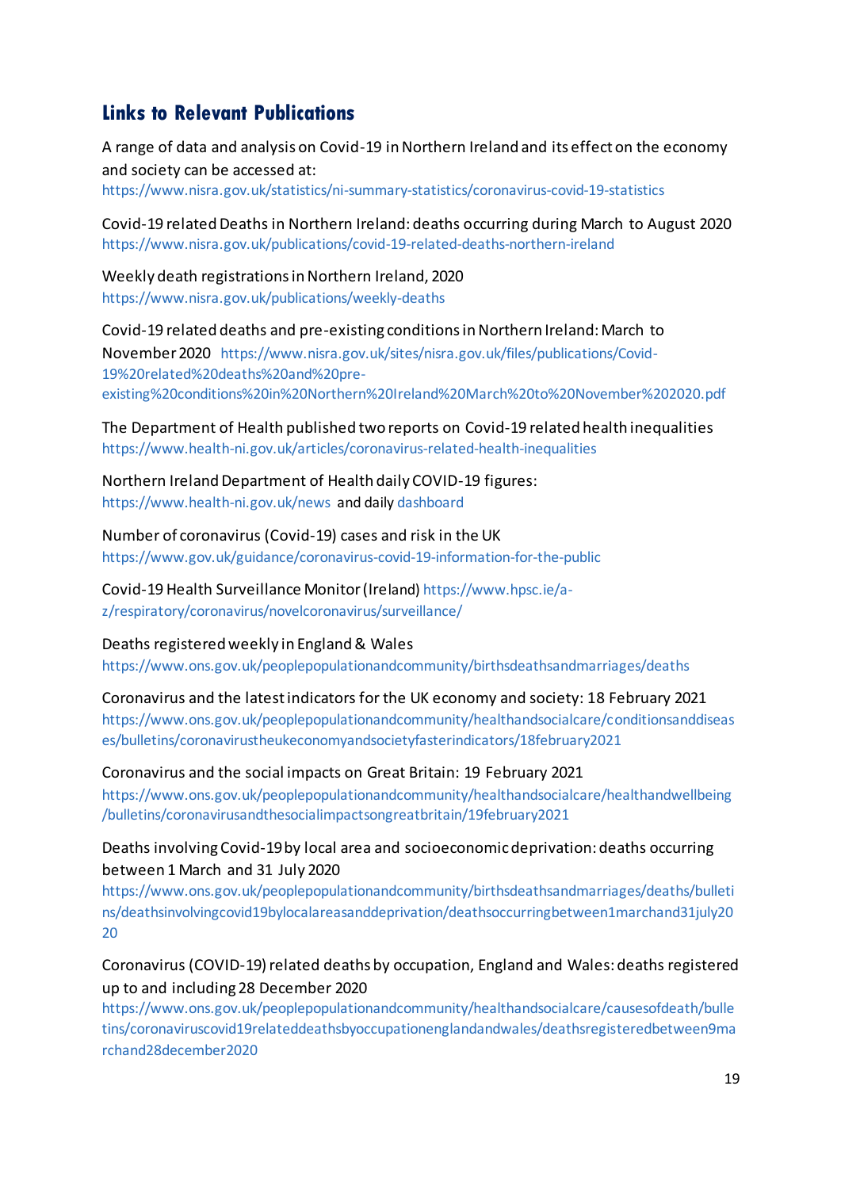## Links to Relevant Publications

A range of data and analysis on Covid-19 in Northern Ireland and its effect on the economy and society can be accessed at:
https://www.nisra.gov.uk/statistics/ni-summary-statistics/coronavirus-covid-19-statistics

Covid-19 related Deaths in Northern Ireland: deaths occurring during March to August 2020
https://www.nisra.gov.uk/publications/covid-19-related-deaths-northern-ireland

Weekly death registrations in Northern Ireland, 2020
https://www.nisra.gov.uk/publications/weekly-deaths

Covid-19 related deaths and pre-existing conditions in Northern Ireland: March to November 2020 https://www.nisra.gov.uk/sites/nisra.gov.uk/files/publications/Covid-19%20related%20deaths%20and%20pre-existing%20conditions%20in%20Northern%20Ireland%20March%20to%20November%202020.pdf

The Department of Health published two reports on Covid-19 related health inequalities
https://www.health-ni.gov.uk/articles/coronavirus-related-health-inequalities

Northern Ireland Department of Health daily COVID-19 figures:
https://www.health-ni.gov.uk/news and daily dashboard

Number of coronavirus (Covid-19) cases and risk in the UK
https://www.gov.uk/guidance/coronavirus-covid-19-information-for-the-public

Covid-19 Health Surveillance Monitor (Ireland) https://www.hpsc.ie/a-z/respiratory/coronavirus/novelcoronavirus/surveillance/

Deaths registered weekly in England & Wales
https://www.ons.gov.uk/peoplepopulationandcommunity/birthsdeathsandmarriages/deaths

Coronavirus and the latest indicators for the UK economy and society: 18 February 2021
https://www.ons.gov.uk/peoplepopulationandcommunity/healthandsocialcare/conditionsanddiseases/bulletins/coronavirustheukeconomyandsocietyfasterindicators/18february2021

Coronavirus and the social impacts on Great Britain: 19 February 2021
https://www.ons.gov.uk/peoplepopulationandcommunity/healthandsocialcare/healthandwellbeing/bulletins/coronavirusandthesocialimpactsongreatbritain/19february2021

Deaths involving Covid-19 by local area and socioeconomic deprivation: deaths occurring between 1 March and 31 July 2020
https://www.ons.gov.uk/peoplepopulationandcommunity/birthsdeathsandmarriages/deaths/bulletins/deathsinvolvingcovid19bylocalareasanddeprivation/deathsoccurringbetween1marchand31july2020

Coronavirus (COVID-19) related deaths by occupation, England and Wales: deaths registered up to and including 28 December 2020
https://www.ons.gov.uk/peoplepopulationandcommunity/healthandsocialcare/causesofdeath/bulletins/coronaviruscovid19relateddeathsbyoccupationenglandandwales/deathsregisteredbetween9marchand28december2020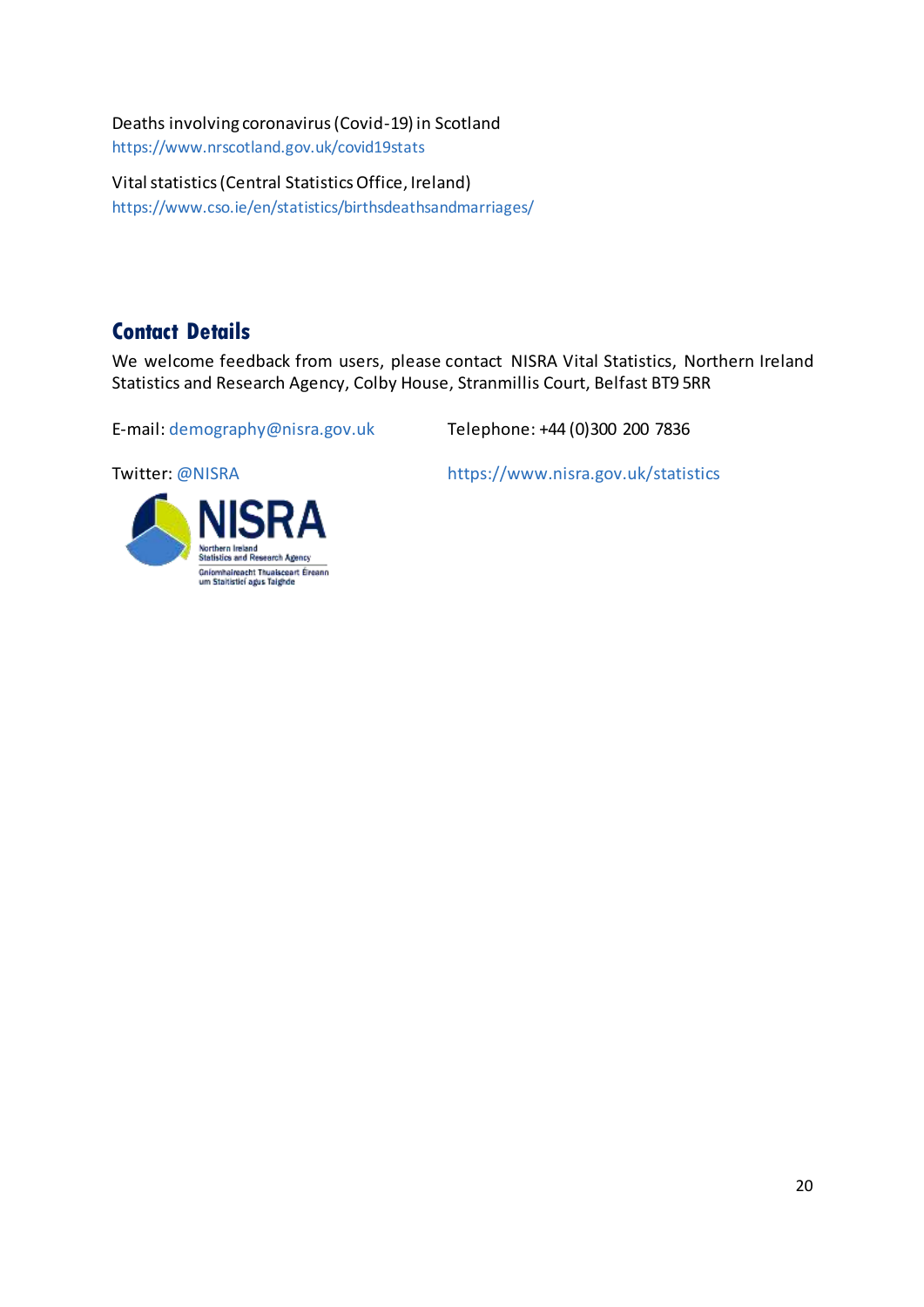Deaths involving coronavirus (Covid-19) in Scotland
https://www.nrscotland.gov.uk/covid19stats

Vital statistics (Central Statistics Office, Ireland)
https://www.cso.ie/en/statistics/birthsdeathsandmarriages/

## Contact Details

We welcome feedback from users, please contact NISRA Vital Statistics, Northern Ireland Statistics and Research Agency, Colby House, Stranmillis Court, Belfast BT9 5RR

E-mail: demography@nisra.gov.uk

Telephone: +44 (0)300 200 7836

Twitter: @NISRA

https://www.nisra.gov.uk/statistics

NISRA
Northern Ireland Statistics and Research Agency
Gníomhaireacht Thuaisceart Éireann um Staitisticí agus Taighde